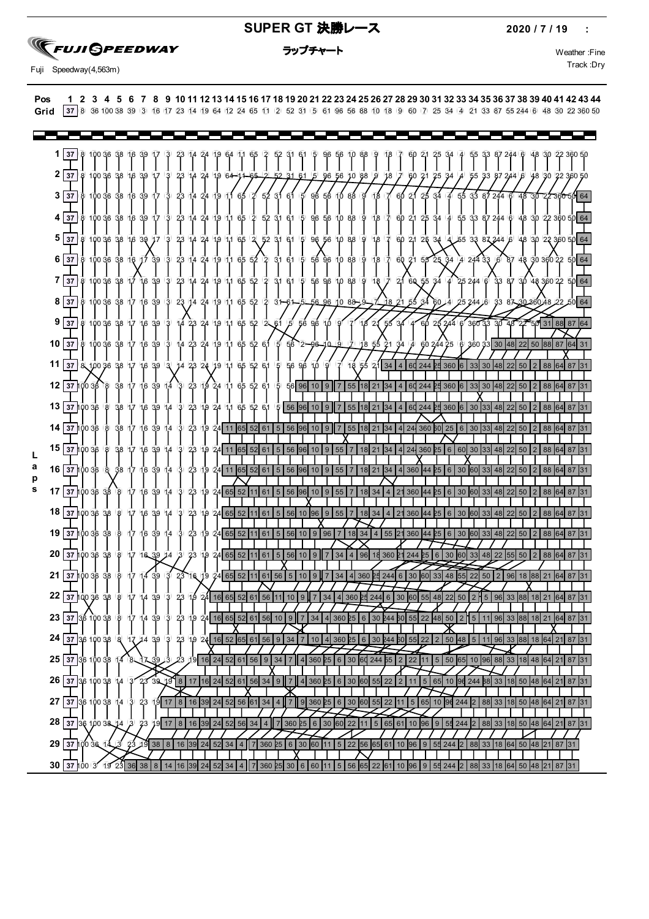# SUPER GT 決勝レース

**2020 / 7 / 19**

**FUJI SPEEDWAY**

Fuji Speedway(4,563m)

## ラップチャート

Weather :Fine
Track :Dry

| Pos | 1 | 2 | 3 | 4 | 5 | 6 | 7 | 8 | 9 | 10 | 11 | 12 | 13 | 14 | 15 | 16 | 17 | 18 | 19 | 20 | 21 | 22 | 23 | 24 | 25 | 26 | 27 | 28 | 29 | 30 | 31 | 32 | 33 | 34 | 35 | 36 | 37 | 38 | 39 | 40 | 41 | 42 | 43 | 44 |
|---|---|---|---|---|---|---|---|---|---|---|---|---|---|---|---|---|---|---|---|---|---|---|---|---|---|---|---|---|---|---|---|---|---|---|---|---|---|---|---|---|---|---|---|---|
| Grid | 37 | 8 | 36 | 100 | 38 | 39 | 3 | 16 | 17 | 23 | 14 | 19 | 64 | 12 | 24 | 65 | 11 | 2 | 52 | 31 | 5 | 61 | 96 | 56 | 88 | 10 | 18 | 9 | 60 | 7 | 25 | 34 | 4 | 21 | 33 | 87 | 55 | 244 | 6 | 48 | 30 | 22 | 360 | 50 |
| 1 | 37 | 8 | 100 | 36 | 38 | 16 | 39 | 17 | 3 | 23 | 14 | 24 | 19 | 64 | 11 | 65 | 2 | 52 | 31 | 61 | 5 | 96 | 56 | 10 | 88 | 9 | 18 | 7 | 60 | 21 | 25 | 34 | 4 | 55 | 33 | 87 | 244 | 6 | 48 | 30 | 22 | 360 | 50 | |
| 2 | 37 | 8 | 100 | 36 | 38 | 16 | 39 | 17 | 3 | 23 | 14 | 24 | 19 | 64 | 11 | 65 | 2 | 52 | 31 | 61 | 5 | 96 | 56 | 10 | 88 | 9 | 18 | 7 | 60 | 21 | 25 | 34 | 4 | 55 | 33 | 87 | 244 | 6 | 48 | 30 | 22 | 360 | 50 | |
| 3 | 37 | 8 | 100 | 36 | 38 | 16 | 39 | 17 | 3 | 23 | 14 | 24 | 19 | 11 | 65 | 2 | 52 | 31 | 61 | 5 | 96 | 56 | 10 | 88 | 9 | 18 | 7 | 60 | 21 | 25 | 34 | 4 | 55 | 33 | 87 | 244 | 6 | 48 | 30 | 22 | 360 | 50 | 64 | |
| 4 | 37 | 8 | 100 | 36 | 38 | 16 | 39 | 17 | 3 | 23 | 14 | 24 | 19 | 11 | 65 | 2 | 52 | 31 | 61 | 5 | 96 | 56 | 10 | 88 | 9 | 18 | 7 | 60 | 21 | 25 | 34 | 4 | 55 | 33 | 87 | 244 | 6 | 48 | 30 | 22 | 360 | 50 | 64 | |
| 5 | 37 | 8 | 100 | 36 | 38 | 16 | 39 | 17 | 3 | 23 | 14 | 24 | 19 | 11 | 65 | 2 | 52 | 31 | 61 | 5 | 96 | 56 | 10 | 88 | 9 | 18 | 7 | 60 | 21 | 25 | 34 | 4 | 55 | 33 | 87 | 244 | 6 | 48 | 30 | 22 | 360 | 50 | 64 | |
| 6 | 37 | 8 | 100 | 36 | 38 | 16 | 17 | 39 | 3 | 23 | 14 | 24 | 19 | 11 | 65 | 52 | 2 | 31 | 61 | 5 | 56 | 96 | 10 | 88 | 9 | 18 | 7 | 60 | 21 | 55 | 25 | 34 | 4 | 244 | 33 | 6 | 87 | 48 | 30 | 360 | 22 | 50 | 64 | |
| 7 | 37 | 8 | 100 | 36 | 38 | 17 | 16 | 39 | 3 | 23 | 14 | 24 | 19 | 11 | 65 | 52 | 2 | 31 | 61 | 5 | 56 | 96 | 10 | 88 | 9 | 18 | 7 | 21 | 60 | 55 | 34 | 4 | 25 | 244 | 6 | 33 | 87 | 30 | 48 | 360 | 22 | 50 | 64 | |
| 8 | 37 | 8 | 100 | 36 | 38 | 17 | 16 | 39 | 3 | 23 | 14 | 24 | 19 | 11 | 65 | 52 | 2 | 31 | 61 | 5 | 56 | 96 | 10 | 88 | 9 | 7 | 18 | 21 | 55 | 34 | 60 | 4 | 25 | 244 | 6 | 33 | 87 | 30 | 360 | 48 | 22 | 50 | 64 | |
| 9 | 37 | 8 | 100 | 36 | 38 | 17 | 16 | 39 | 3 | 14 | 23 | 24 | 19 | 11 | 65 | 52 | 2 | 61 | 5 | 56 | 96 | 10 | 9 | 7 | 18 | 21 | 55 | 34 | 4 | 60 | 25 | 244 | 6 | 360 | 33 | 30 | 48 | 22 | 50 | 31 | 88 | 87 | 64 | |
| 10 | 37 | 8 | 100 | 36 | 38 | 17 | 16 | 39 | 3 | 14 | 23 | 24 | 19 | 11 | 65 | 52 | 61 | 5 | 56 | 2 | 96 | 10 | 9 | 7 | 18 | 55 | 21 | 34 | 4 | 60 | 244 | 25 | 6 | 360 | 33 | 30 | 48 | 22 | 50 | 88 | 87 | 64 | 31 | |
| 11 | 37 | 8 | 100 | 36 | 38 | 17 | 16 | 39 | 3 | 14 | 23 | 24 | 19 | 11 | 65 | 52 | 61 | 5 | 56 | 96 | 10 | 9 | 7 | 18 | 55 | 21 | 34 | 4 | 60 | 244 | 25 | 360 | 6 | 33 | 30 | 48 | 22 | 50 | 2 | 88 | 64 | 87 | 31 | |
| 12 | 37 | 100 | 36 | 8 | 38 | 17 | 16 | 39 | 14 | 3 | 23 | 19 | 24 | 11 | 65 | 52 | 61 | 5 | 56 | 96 | 10 | 9 | 7 | 55 | 18 | 21 | 34 | 4 | 60 | 244 | 25 | 360 | 6 | 33 | 30 | 48 | 22 | 50 | 2 | 88 | 64 | 87 | 31 | |
| 13 | 37 | 100 | 36 | 8 | 38 | 17 | 16 | 39 | 14 | 3 | 23 | 19 | 24 | 11 | 65 | 52 | 61 | 5 | 56 | 96 | 10 | 9 | 7 | 55 | 18 | 21 | 34 | 4 | 60 | 244 | 25 | 360 | 6 | 30 | 33 | 48 | 22 | 50 | 2 | 88 | 64 | 87 | 31 | |
| 14 | 37 | 100 | 36 | 8 | 38 | 17 | 16 | 39 | 14 | 3 | 23 | 19 | 24 | 11 | 65 | 52 | 61 | 5 | 56 | 96 | 10 | 9 | 7 | 55 | 18 | 21 | 34 | 4 | 244 | 360 | 60 | 25 | 6 | 30 | 33 | 48 | 22 | 50 | 2 | 88 | 64 | 87 | 31 | |
| 15 | 37 | 100 | 36 | 8 | 38 | 17 | 16 | 39 | 14 | 3 | 23 | 19 | 24 | 11 | 65 | 52 | 61 | 5 | 56 | 96 | 10 | 9 | 55 | 7 | 18 | 21 | 34 | 4 | 244 | 360 | 25 | 6 | 60 | 30 | 33 | 48 | 22 | 50 | 2 | 88 | 64 | 87 | 31 | |
| 16 | 37 | 100 | 36 | 8 | 38 | 17 | 16 | 39 | 14 | 3 | 23 | 19 | 24 | 11 | 65 | 52 | 61 | 5 | 56 | 96 | 10 | 9 | 55 | 7 | 18 | 21 | 34 | 4 | 360 | 244 | 25 | 6 | 30 | 60 | 33 | 48 | 22 | 50 | 2 | 88 | 64 | 87 | 31 | |
| 17 | 37 | 100 | 36 | 38 | 8 | 17 | 16 | 39 | 14 | 3 | 23 | 19 | 24 | 65 | 52 | 11 | 61 | 5 | 56 | 96 | 10 | 9 | 55 | 7 | 18 | 34 | 4 | 21 | 360 | 244 | 25 | 6 | 30 | 60 | 33 | 48 | 22 | 50 | 2 | 88 | 64 | 87 | 31 | |
| 18 | 37 | 100 | 36 | 38 | 8 | 17 | 16 | 39 | 14 | 3 | 23 | 19 | 24 | 65 | 52 | 11 | 61 | 5 | 56 | 10 | 96 | 9 | 55 | 7 | 18 | 34 | 4 | 21 | 360 | 244 | 25 | 6 | 30 | 60 | 33 | 48 | 22 | 50 | 2 | 88 | 64 | 87 | 31 | |
| 19 | 37 | 100 | 36 | 38 | 8 | 17 | 16 | 39 | 14 | 3 | 23 | 19 | 24 | 65 | 52 | 11 | 61 | 5 | 56 | 10 | 9 | 96 | 7 | 18 | 34 | 4 | 55 | 21 | 360 | 244 | 25 | 6 | 30 | 60 | 33 | 48 | 22 | 50 | 2 | 88 | 64 | 87 | 31 | |
| 20 | 37 | 100 | 36 | 38 | 8 | 17 | 16 | 39 | 14 | 3 | 23 | 19 | 24 | 65 | 52 | 11 | 61 | 5 | 56 | 10 | 9 | 7 | 34 | 4 | 96 | 18 | 360 | 21 | 244 | 25 | 6 | 30 | 60 | 33 | 48 | 22 | 55 | 50 | 2 | 88 | 64 | 87 | 31 | |
| 21 | 37 | 100 | 36 | 38 | 8 | 17 | 14 | 39 | 3 | 23 | 16 | 19 | 24 | 65 | 52 | 11 | 61 | 56 | 5 | 10 | 9 | 7 | 34 | 4 | 360 | 25 | 244 | 6 | 30 | 60 | 33 | 48 | 55 | 22 | 50 | 2 | 96 | 18 | 88 | 21 | 64 | 87 | 31 | |
| 22 | 37 | 100 | 36 | 38 | 8 | 17 | 14 | 39 | 3 | 23 | 19 | 24 | 16 | 65 | 52 | 61 | 56 | 11 | 10 | 9 | 7 | 34 | 4 | 360 | 25 | 244 | 6 | 30 | 60 | 55 | 48 | 22 | 50 | 2 | 5 | 96 | 33 | 88 | 18 | 21 | 64 | 87 | 31 | |
| 23 | 37 | 36 | 100 | 38 | 8 | 17 | 14 | 39 | 3 | 23 | 19 | 24 | 16 | 65 | 52 | 61 | 56 | 10 | 9 | 7 | 34 | 4 | 360 | 25 | 6 | 30 | 244 | 60 | 55 | 22 | 48 | 50 | 2 | 5 | 11 | 96 | 33 | 88 | 18 | 21 | 64 | 87 | 31 | |
| 24 | 37 | 36 | 100 | 38 | 8 | 17 | 14 | 39 | 3 | 23 | 19 | 24 | 16 | 52 | 65 | 61 | 56 | 9 | 34 | 7 | 10 | 4 | 360 | 25 | 6 | 30 | 244 | 60 | 55 | 22 | 2 | 50 | 48 | 5 | 11 | 96 | 33 | 88 | 18 | 64 | 21 | 87 | 31 | |
| 25 | 37 | 36 | 100 | 38 | 14 | 8 | 17 | 39 | 3 | 23 | 19 | 16 | 24 | 52 | 61 | 56 | 9 | 34 | 7 | 4 | 360 | 25 | 6 | 30 | 60 | 244 | 55 | 2 | 22 | 11 | 5 | 50 | 65 | 10 | 96 | 88 | 33 | 18 | 48 | 64 | 21 | 87 | 31 | |
| 26 | 37 | 36 | 100 | 38 | 14 | 3 | 23 | 39 | 19 | 8 | 17 | 16 | 24 | 52 | 61 | 56 | 34 | 9 | 7 | 4 | 360 | 25 | 6 | 30 | 60 | 55 | 22 | 2 | 11 | 5 | 65 | 10 | 96 | 244 | 88 | 33 | 18 | 50 | 48 | 64 | 21 | 87 | 31 | |
| 27 | 37 | 36 | 100 | 38 | 14 | 3 | 23 | 19 | 17 | 8 | 16 | 39 | 24 | 52 | 56 | 61 | 34 | 4 | 7 | 9 | 360 | 25 | 6 | 30 | 60 | 55 | 22 | 11 | 5 | 65 | 10 | 96 | 244 | 2 | 88 | 33 | 18 | 50 | 48 | 64 | 21 | 87 | 31 | |
| 28 | 37 | 36 | 100 | 38 | 14 | 3 | 23 | 19 | 17 | 8 | 16 | 39 | 24 | 52 | 56 | 34 | 4 | 7 | 360 | 25 | 6 | 30 | 60 | 22 | 11 | 5 | 65 | 61 | 10 | 96 | 9 | 55 | 244 | 2 | 88 | 33 | 18 | 50 | 48 | 64 | 21 | 87 | 31 | |
| 29 | 37 | 100 | 36 | 14 | 3 | 23 | 19 | 38 | 8 | 16 | 39 | 24 | 52 | 34 | 4 | 7 | 360 | 25 | 6 | 30 | 60 | 11 | 5 | 22 | 56 | 65 | 61 | 10 | 96 | 9 | 55 | 244 | 2 | 88 | 33 | 18 | 64 | 50 | 48 | 21 | 87 | 31 | | |
| 30 | 37 | 100 | 3 | 19 | 23 | 36 | 38 | 8 | 14 | 16 | 39 | 24 | 52 | 34 | 4 | 7 | 360 | 25 | 30 | 6 | 60 | 11 | 5 | 56 | 65 | 22 | 61 | 10 | 96 | 9 | 55 | 244 | 2 | 88 | 33 | 18 | 64 | 50 | 48 | 21 | 87 | 31 | | |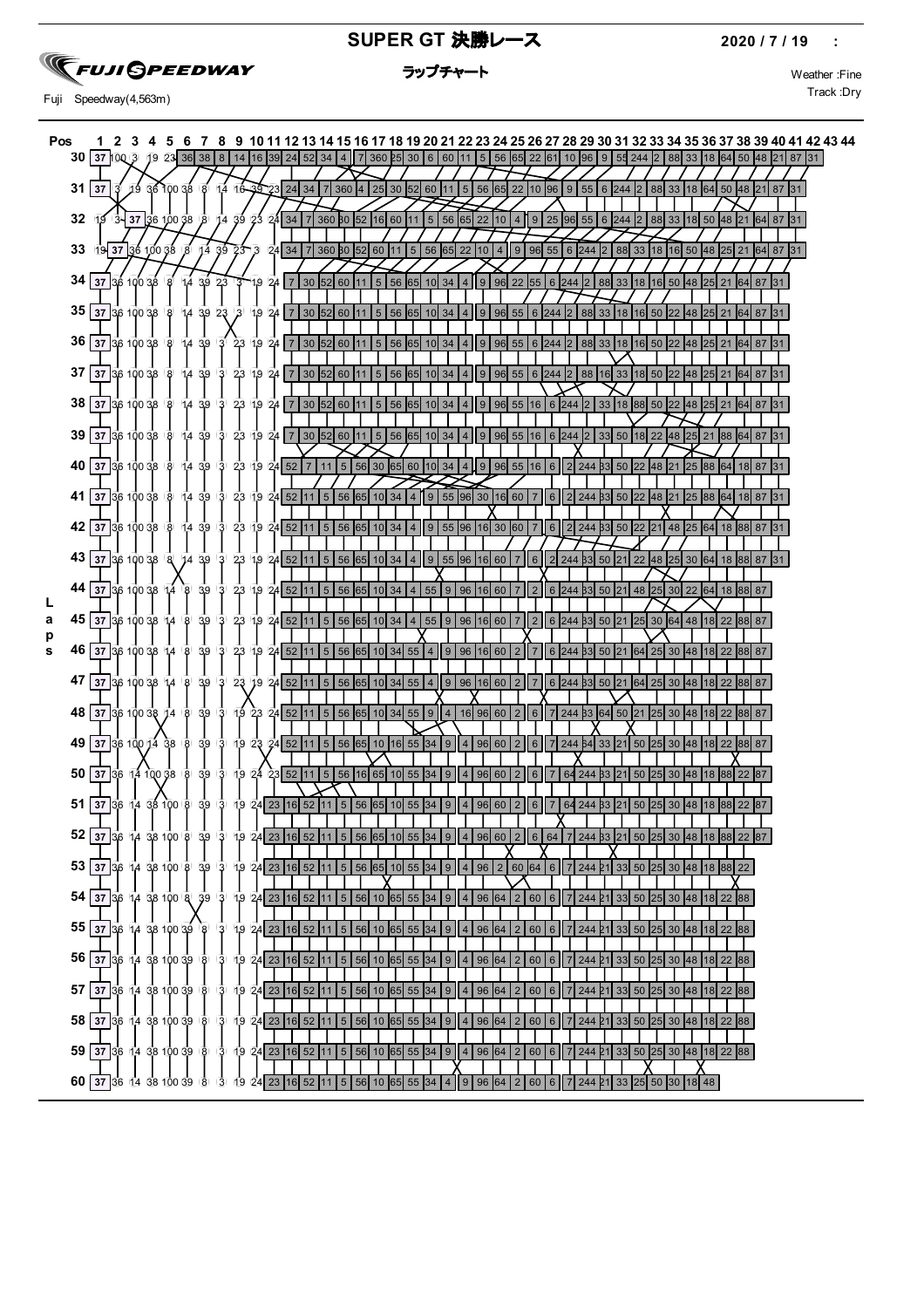# SUPER GT 決勝レース

**2020 / 7 / 19**

## ラップチャート

Fuji Speedway(4,563m)

Weather :Fine
Track :Dry

| Laps \ Pos | 1 | 2 | 3 | 4 | 5 | 6 | 7 | 8 | 9 | 10 | 11 | 12 | 13 | 14 | 15 | 16 | 17 | 18 | 19 | 20 | 21 | 22 | 23 | 24 | 25 | 26 | 27 | 28 | 29 | 30 | 31 | 32 | 33 | 34 | 35 | 36 | 37 | 38 | 39 | 40 | 41 | 42 | 43 | 44 |
|---|---|---|---|---|---|---|---|---|---|---|---|---|---|---|---|---|---|---|---|---|---|---|---|---|---|---|---|---|---|---|---|---|---|---|---|---|---|---|---|---|---|---|---|---|
| 30 | 37 | 100 | 3 | 19 | 23 | 36 | 38 | 8 | 14 | 16 | 39 | 24 | 52 | 34 | 4 | 7 | 360 | 25 | 30 | 6 | 60 | 11 | 5 | 56 | 65 | 22 | 61 | 10 | 96 | 9 | 55 | 244 | 2 | 88 | 33 | 18 | 64 | 50 | 48 | 21 | 87 | 31 | | |
| 31 | 37 | 3 | 19 | 36 | 100 | 38 | 8 | 14 | 16 | 39 | 23 | 24 | 34 | 7 | 360 | 4 | 25 | 30 | 52 | 60 | 11 | 5 | 56 | 65 | 22 | 10 | 96 | 9 | 55 | 6 | 244 | 2 | 88 | 33 | 18 | 64 | 50 | 48 | 21 | 87 | 31 | | | |
| 32 | 19 | 3 | 37 | 36 | 100 | 38 | 8 | 14 | 39 | 23 | 24 | 34 | 7 | 360 | 30 | 52 | 16 | 60 | 11 | 5 | 56 | 65 | 22 | 10 | 4 | 9 | 25 | 96 | 55 | 6 | 244 | 2 | 88 | 33 | 18 | 50 | 48 | 21 | 64 | 87 | 31 | | | |
| 33 | 19 | 37 | 36 | 100 | 38 | 8 | 14 | 39 | 23 | 3 | 24 | 34 | 7 | 360 | 30 | 52 | 60 | 11 | 5 | 56 | 65 | 22 | 10 | 4 | 9 | 96 | 55 | 6 | 244 | 2 | 88 | 33 | 18 | 16 | 50 | 48 | 25 | 21 | 64 | 87 | 31 | | | |
| 34 | 37 | 36 | 100 | 38 | 8 | 14 | 39 | 23 | 3 | 19 | 24 | 7 | 30 | 52 | 60 | 11 | 5 | 56 | 65 | 10 | 34 | 4 | 9 | 96 | 22 | 55 | 6 | 244 | 2 | 88 | 33 | 18 | 16 | 50 | 48 | 25 | 21 | 64 | 87 | 31 | | | | |
| 35 | 37 | 36 | 100 | 38 | 8 | 14 | 39 | 23 | 3 | 19 | 24 | 7 | 30 | 52 | 60 | 11 | 5 | 56 | 65 | 10 | 34 | 4 | 9 | 96 | 55 | 6 | 244 | 2 | 88 | 33 | 18 | 16 | 50 | 22 | 48 | 25 | 21 | 64 | 87 | 31 | | | | |
| 36 | 37 | 36 | 100 | 38 | 8 | 14 | 39 | 3 | 23 | 19 | 24 | 7 | 30 | 52 | 60 | 11 | 5 | 56 | 65 | 10 | 34 | 4 | 9 | 96 | 55 | 6 | 244 | 2 | 88 | 33 | 18 | 16 | 50 | 22 | 48 | 25 | 21 | 64 | 87 | 31 | | | | |
| 37 | 37 | 36 | 100 | 38 | 8 | 14 | 39 | 3 | 23 | 19 | 24 | 7 | 30 | 52 | 60 | 11 | 5 | 56 | 65 | 10 | 34 | 4 | 9 | 96 | 55 | 6 | 244 | 2 | 88 | 16 | 33 | 18 | 50 | 22 | 48 | 25 | 21 | 64 | 87 | 31 | | | | |
| 38 | 37 | 36 | 100 | 38 | 8 | 14 | 39 | 3 | 23 | 19 | 24 | 7 | 30 | 52 | 60 | 11 | 5 | 56 | 65 | 10 | 34 | 4 | 9 | 96 | 55 | 16 | 6 | 244 | 2 | 33 | 18 | 88 | 50 | 22 | 48 | 25 | 21 | 64 | 87 | 31 | | | | |
| 39 | 37 | 36 | 100 | 38 | 8 | 14 | 39 | 3 | 23 | 19 | 24 | 7 | 30 | 52 | 60 | 11 | 5 | 56 | 65 | 10 | 34 | 4 | 9 | 96 | 55 | 16 | 6 | 244 | 2 | 33 | 50 | 18 | 22 | 48 | 25 | 21 | 88 | 64 | 87 | 31 | | | | |
| 40 | 37 | 36 | 100 | 38 | 8 | 14 | 39 | 3 | 23 | 19 | 24 | 52 | 7 | 11 | 5 | 56 | 30 | 65 | 60 | 10 | 34 | 4 | 9 | 96 | 55 | 16 | 6 | 2 | 244 | 33 | 50 | 22 | 48 | 21 | 25 | 88 | 64 | 18 | 87 | 31 | | | | |
| 41 | 37 | 36 | 100 | 38 | 8 | 14 | 39 | 3 | 23 | 19 | 24 | 52 | 11 | 5 | 56 | 65 | 10 | 34 | 4 | 9 | 55 | 96 | 30 | 16 | 60 | 7 | 6 | 2 | 244 | 33 | 50 | 22 | 48 | 21 | 25 | 88 | 64 | 18 | 87 | 31 | | | | |
| 42 | 37 | 36 | 100 | 38 | 8 | 14 | 39 | 3 | 23 | 19 | 24 | 52 | 11 | 5 | 56 | 65 | 10 | 34 | 4 | 9 | 55 | 96 | 16 | 30 | 60 | 7 | 6 | 2 | 244 | 33 | 50 | 22 | 21 | 48 | 25 | 64 | 18 | 88 | 87 | 31 | | | | |
| 43 | 37 | 36 | 100 | 38 | 8 | 14 | 39 | 3 | 23 | 19 | 24 | 52 | 11 | 5 | 56 | 65 | 10 | 34 | 4 | 9 | 55 | 96 | 16 | 60 | 7 | 6 | 2 | 244 | 33 | 50 | 21 | 22 | 48 | 25 | 30 | 64 | 18 | 88 | 87 | 31 | | | | |
| 44 | 37 | 36 | 100 | 38 | 14 | 8 | 39 | 3 | 23 | 19 | 24 | 52 | 11 | 5 | 56 | 65 | 10 | 34 | 4 | 55 | 9 | 96 | 16 | 60 | 7 | 2 | 6 | 244 | 33 | 50 | 21 | 48 | 25 | 30 | 22 | 64 | 18 | 88 | 87 | | | | | |
| 45 | 37 | 36 | 100 | 38 | 14 | 8 | 39 | 3 | 23 | 19 | 24 | 52 | 11 | 5 | 56 | 65 | 10 | 34 | 4 | 55 | 9 | 96 | 16 | 60 | 7 | 2 | 6 | 244 | 33 | 50 | 21 | 25 | 30 | 64 | 48 | 18 | 22 | 88 | 87 | | | | | |
| 46 | 37 | 36 | 100 | 38 | 14 | 8 | 39 | 3 | 23 | 19 | 24 | 52 | 11 | 5 | 56 | 65 | 10 | 34 | 55 | 4 | 9 | 96 | 16 | 60 | 2 | 7 | 6 | 244 | 33 | 50 | 21 | 64 | 25 | 30 | 48 | 18 | 22 | 88 | 87 | | | | | |
| 47 | 37 | 36 | 100 | 38 | 14 | 8 | 39 | 3 | 23 | 19 | 24 | 52 | 11 | 5 | 56 | 65 | 10 | 34 | 55 | 4 | 9 | 96 | 16 | 60 | 2 | 7 | 6 | 244 | 33 | 50 | 21 | 64 | 25 | 30 | 48 | 18 | 22 | 88 | 87 | | | | | |
| 48 | 37 | 36 | 100 | 38 | 14 | 8 | 39 | 3 | 19 | 23 | 24 | 52 | 11 | 5 | 56 | 65 | 10 | 34 | 55 | 9 | 4 | 16 | 96 | 60 | 2 | 6 | 7 | 244 | 33 | 64 | 50 | 21 | 25 | 30 | 48 | 18 | 22 | 88 | 87 | | | | | |
| 49 | 37 | 36 | 100 | 14 | 38 | 8 | 39 | 3 | 19 | 23 | 24 | 52 | 11 | 5 | 56 | 65 | 10 | 16 | 55 | 34 | 9 | 4 | 96 | 60 | 2 | 6 | 7 | 244 | 64 | 33 | 21 | 50 | 25 | 30 | 48 | 18 | 22 | 88 | 87 | | | | | |
| 50 | 37 | 36 | 14 | 100 | 38 | 8 | 39 | 3 | 19 | 24 | 23 | 52 | 11 | 5 | 56 | 16 | 65 | 10 | 55 | 34 | 9 | 4 | 96 | 60 | 2 | 6 | 7 | 64 | 244 | 33 | 21 | 50 | 25 | 30 | 48 | 18 | 88 | 22 | 87 | | | | | |
| 51 | 37 | 36 | 14 | 38 | 100 | 8 | 39 | 3 | 19 | 24 | 23 | 16 | 52 | 11 | 5 | 56 | 65 | 10 | 55 | 34 | 9 | 4 | 96 | 60 | 2 | 6 | 7 | 64 | 244 | 33 | 21 | 50 | 25 | 30 | 48 | 18 | 88 | 22 | 87 | | | | | |
| 52 | 37 | 36 | 14 | 38 | 100 | 8 | 39 | 3 | 19 | 24 | 23 | 16 | 52 | 11 | 5 | 56 | 65 | 10 | 55 | 34 | 9 | 4 | 96 | 60 | 2 | 6 | 64 | 7 | 244 | 33 | 21 | 50 | 25 | 30 | 48 | 18 | 88 | 22 | 87 | | | | | |
| 53 | 37 | 36 | 14 | 38 | 100 | 8 | 39 | 3 | 19 | 24 | 23 | 16 | 52 | 11 | 5 | 56 | 65 | 10 | 55 | 34 | 9 | 4 | 96 | 2 | 60 | 64 | 6 | 7 | 244 | 21 | 33 | 50 | 25 | 30 | 48 | 18 | 88 | 22 | | | | | | |
| 54 | 37 | 36 | 14 | 38 | 100 | 8 | 39 | 3 | 19 | 24 | 23 | 16 | 52 | 11 | 5 | 56 | 10 | 65 | 55 | 34 | 9 | 4 | 96 | 64 | 2 | 60 | 6 | 7 | 244 | 21 | 33 | 50 | 25 | 30 | 48 | 18 | 22 | 88 | | | | | | |
| 55 | 37 | 36 | 14 | 38 | 100 | 39 | 8 | 3 | 19 | 24 | 23 | 16 | 52 | 11 | 5 | 56 | 10 | 65 | 55 | 34 | 9 | 4 | 96 | 64 | 2 | 60 | 6 | 7 | 244 | 21 | 33 | 50 | 25 | 30 | 48 | 18 | 22 | 88 | | | | | | |
| 56 | 37 | 36 | 14 | 38 | 100 | 39 | 8 | 3 | 19 | 24 | 23 | 16 | 52 | 11 | 5 | 56 | 10 | 65 | 55 | 34 | 9 | 4 | 96 | 64 | 2 | 60 | 6 | 7 | 244 | 21 | 33 | 50 | 25 | 30 | 48 | 18 | 22 | 88 | | | | | | |
| 57 | 37 | 36 | 14 | 38 | 100 | 39 | 8 | 3 | 19 | 24 | 23 | 16 | 52 | 11 | 5 | 56 | 10 | 65 | 55 | 34 | 9 | 4 | 96 | 64 | 2 | 60 | 6 | 7 | 244 | 21 | 33 | 50 | 25 | 30 | 48 | 18 | 22 | 88 | | | | | | |
| 58 | 37 | 36 | 14 | 38 | 100 | 39 | 8 | 3 | 19 | 24 | 23 | 16 | 52 | 11 | 5 | 56 | 10 | 65 | 55 | 34 | 9 | 4 | 96 | 64 | 2 | 60 | 6 | 7 | 244 | 21 | 33 | 50 | 25 | 30 | 48 | 18 | 22 | 88 | | | | | | |
| 59 | 37 | 36 | 14 | 38 | 100 | 39 | 8 | 3 | 19 | 24 | 23 | 16 | 52 | 11 | 5 | 56 | 10 | 65 | 55 | 34 | 9 | 4 | 96 | 64 | 2 | 60 | 6 | 7 | 244 | 21 | 33 | 50 | 25 | 30 | 48 | 18 | 22 | 88 | | | | | | |
| 60 | 37 | 36 | 14 | 38 | 100 | 39 | 8 | 3 | 19 | 24 | 23 | 16 | 52 | 11 | 5 | 56 | 10 | 65 | 55 | 34 | 4 | 9 | 96 | 64 | 2 | 60 | 6 | 7 | 244 | 21 | 33 | 25 | 50 | 30 | 18 | 48 | | | | | | | | |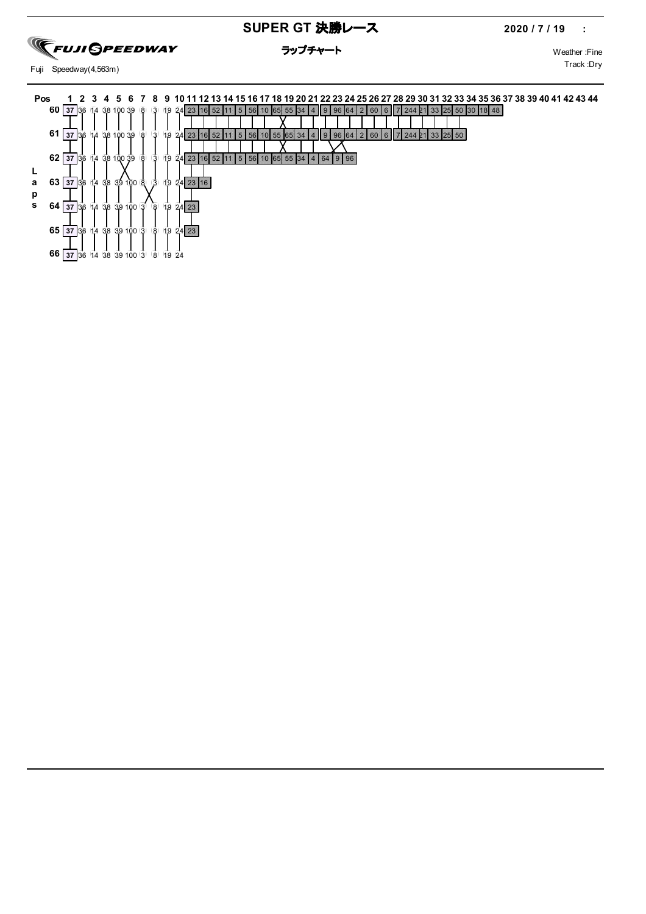# SUPER GT 決勝レース

2020 / 7 / 19 :

## ラップチャート

Fuji Speedway(4,563m)

Weather :Fine
Track :Dry

| Laps \ Pos | 1 | 2 | 3 | 4 | 5 | 6 | 7 | 8 | 9 | 10 | 11 | 12 | 13 | 14 | 15 | 16 | 17 | 18 | 19 | 20 | 21 | 22 | 23 | 24 | 25 | 26 | 27 | 28 | 29 | 30 | 31 | 32 | 33 | 34 | 35 | 36 | 37 | 38 | 39 | 40 | 41 | 42 | 43 | 44 |
|---|---|---|---|---|---|---|---|---|---|---|---|---|---|---|---|---|---|---|---|---|---|---|---|---|---|---|---|---|---|---|---|---|---|---|---|---|---|---|---|---|---|---|---|---|
| 60 | 37 | 36 | 14 | 38 | 100 | 39 | 8 | 3 | 19 | 24 | 23 | 16 | 52 | 11 | 5 | 56 | 10 | 65 | 55 | 34 | 4 | 9 | 96 | 64 | 2 | 60 | 6 | 7 | 244 | 21 | 33 | 25 | 50 | 30 | 18 | 48 | | | | | | | | |
| 61 | 37 | 36 | 14 | 38 | 100 | 39 | 8 | 3 | 19 | 24 | 23 | 16 | 52 | 11 | 5 | 56 | 10 | 55 | 65 | 34 | 4 | 9 | 96 | 64 | 2 | 60 | 6 | 7 | 244 | 21 | 33 | 25 | 50 | | | | | | | | | | | |
| 62 | 37 | 36 | 14 | 38 | 100 | 39 | 8 | 3 | 19 | 24 | 23 | 16 | 52 | 11 | 5 | 56 | 10 | 65 | 55 | 34 | 4 | 64 | 9 | 96 | | | | | | | | | | | | | | | | | | | | |
| 63 | 37 | 36 | 14 | 38 | 39 | 100 | 8 | 3 | 19 | 24 | 23 | 16 | | | | | | | | | | | | | | | | | | | | | | | | | | | | | | | | |
| 64 | 37 | 36 | 14 | 38 | 39 | 100 | 3 | 8 | 19 | 24 | 23 | | | | | | | | | | | | | | | | | | | | | | | | | | | | | | | | | |
| 65 | 37 | 36 | 14 | 38 | 39 | 100 | 3 | 8 | 19 | 24 | 23 | | | | | | | | | | | | | | | | | | | | | | | | | | | | | | | | | |
| 66 | 37 | 36 | 14 | 38 | 39 | 100 | 3 | 8 | 19 | 24 | | | | | | | | | | | | | | | | | | | | | | | | | | | | | | | | | | |